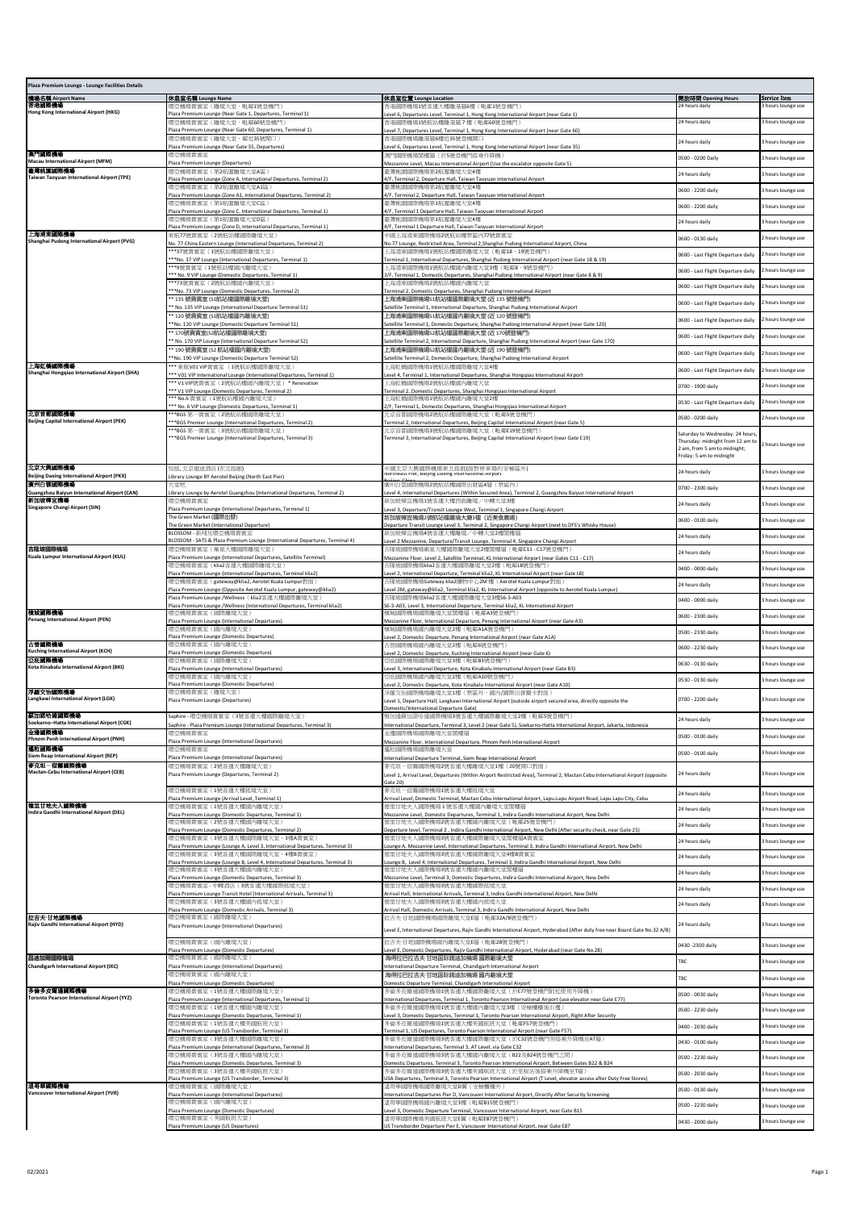## Plaza Premium Lounge - Lounge Facilities Details

| 機場名稱 Airport Name | 休息室名稱 Lounge Name | 休息室位置 Lounge Location | 開放時間 Opening Hours | Service Item |
|---|---|---|---|---|
| 香港國際機場 Hong Kong International Airport (HKG) | 環亞機場貴賓室（離境大堂，鄰近1號登機門）Plaza Premium Lounge (Near Gate 1, Departures, Terminal 1) | 香港國際機場1號客運大樓離港層6樓（鄰近1號登機門）Level 6, Departures Level, Terminal 1, Hong Kong International Airport (near Gate 1) | 24 hours daily | 3 hours lounge use |
| | 環亞機場貴賓室（離境大堂，鄰近60號登機門）Plaza Premium Lounge (Near Gate 60, Departures, Terminal 1) | 香港國際機場1號航站樓離港層７樓（鄰近60號登機門）Level 7, Departures Level, Terminal 1, Hong Kong International Airport (near Gate 60) | 24 hours daily | 3 hours lounge use |
| | 環亞機場貴賓室（離境大堂，鄰近35號閘口）Plaza Premium Lounge (Near Gate 35, Departures) | 香港國際機場離港層6樓近35號登機閘口 Level 6, Departures Level, Terminal 1, Hong Kong International Airport (near Gate 35) | 24 hours daily | 3 hours lounge use |
| 澳門國際機場 Macau International Airport (MFM) | 環亞機場貴賓室 Plaza Premium Lounge (Departures) | 澳門國際機場閣樓層（於5號登機門搭乘升降機）Mezzanine Level, Macau International Airport (Use the escalator opposite Gate 5) | 0500 - 0200 Daily | 3 hours lounge use |
| 臺灣桃園國際機場 Taiwan Taoyuan International Airport (TPE) | 環亞機場貴賓室（第2航廈離境大堂A區）Plaza Premium Lounge (Zone A, International Departures, Terminal 2) | 臺灣桃園國際機場第2航廈離境大堂4樓 4/F, Terminal 2, Departure Hall, Taiwan Taoyuan International Airport | 24 hours daily | 3 hours lounge use |
| | 環亞機場貴賓室（第2航廈離境大堂A1區）Plaza Premium Lounge (Zone A1, International Departures, Terminal 2) | 臺灣桃園國際機場第2航廈離境大堂4樓 4/F, Terminal 2, Departure Hall, Taiwan Taoyuan International Airport | 0600 - 2200 daily | 3 hours lounge use |
| | 環亞機場貴賓室（第1航廈離境大堂C區）Plaza Premium Lounge (Zone C, International Departures, Terminal 1) | 臺灣桃園國際機場第1航廈離境大堂4樓 4/F, Terminal 1 Departure Hall, Taiwan Taoyuan International Airport | 0600 - 2200 daily | 3 hours lounge use |
| | 環亞機場貴賓室（第1航廈離境大堂D區）Plaza Premium Lounge (Zone D, International Departures, Terminal 1) | 臺灣桃園國際機場第1航廈離境大堂4樓 4/F, Terminal 1 Departure Hall, Taiwan Taoyuan International Airport | 24 hours daily | 3 hours lounge use |
| 上海浦東國際機場 Shanghai Pudong International Airport (PVG) | 東航77號貴賓室（2號航站樓國際離境大堂）No. 77 China Eastern Lounge (International Departures, Terminal 2) | 中國上海浦東國際機場2號航站樓禁區內77號貴賓室 No.77 Lounge, Restricted Area, Terminal 2,Shanghai Pudong International Airport, China | 0600 - 0130 daily | 2 hours lounge use |
| | ***37號貴賓室（1號航站樓國際離境大堂）***No. 37 VIP Lounge (International Departures, Terminal 1) | 上海浦東國際機場1號航站樓國際離境大堂（鄰近18、19號登機門）Terminal 1, International Departures, Shanghai Pudong International Airport (near Gate 18 & 19) | 0600 - Last Flight Departure daily | 2 hours lounge use |
| | ***9號貴賓室（1號航站樓國內離境大堂）*** No. 9 VIP Lounge (Domestic Departures, Terminal 1) | 上海浦東國際機場1號航站樓國內離境大堂3樓（鄰近8、9號登機門）3/F, Terminal 1, Domestic Departures, Shanghai Pudong International Airport (near Gate 8 & 9) | 0600 - Last Flight Departure daily | 2 hours lounge use |
| | ***73號貴賓室（2號航站樓國內離境大堂）***No. 73 VIP Lounge (Domestic Departures, Terminal 2) | 上海浦東國際機場2號航站樓國內離境大堂 Terminal 2, Domestic Departures, Shanghai Pudong International Airport | 0600 - Last Flight Departure daily | 2 hours lounge use |
| | ** 135 號貴賓室 (S1航站樓國際離境大堂) ** No. 135 VIP Lounge (International Departure Terminal S1) | 上海浦東國際機場S1航站樓國際離境大堂 (近 135 號登機門) Satellite Terminal 1, International Departure, Shanghai Pudong International Airport | 0600 - Last Flight Departure daily | 2 hours lounge use |
| | ** 120 號貴賓室 (S1航站樓國內離境大堂) **No. 120 VIP Lounge (Domestic Departure Terminal S1) | 上海浦東國際機場S1航站樓國內離境大堂 (近 120 號登機門) Satellite Terminal 1, Domestic Departure, Shanghai Pudong International Airport (near Gate 120) | 0600 - Last Flight Departure daily | 2 hours lounge use |
| | ** 170號貴賓室(S2航站樓國際離境大堂) ** No. 170 VIP Lounge (International Departure Terminal S2) | 上海浦東國際機場S2航站樓國際離境大堂 (近 170號登機門) Satellite Terminal 2, International Departure, Shanghai Pudong International Airport (near Gate 170) | 0600 - Last Flight Departure daily | 2 hours lounge use |
| | ** 190 號貴賓室 (S2 航站樓國內離境大堂) **No. 190 VIP Lounge (Domestic Departure Terminal S2) | 上海浦東國際機場S2航站樓國內離境大堂 (近 190 號登機門) Satellite Terminal 2, Domestic Departure, Shanghai Pudong International Airport | 0600 - Last Flight Departure daily | 2 hours lounge use |
| 上海虹橋國際機場 Shanghai Hongqiao International Airport (SHA) | *** V01 貴賓室V01 VIP貴賓室（1號航站樓國際離境大堂）*** V01 VIP International Lounge (International Departures, Terminal 1) | 上海虹橋國際機場1號航站樓國際離境大堂4樓 Level 4, Terminal 1, International Departures, Shanghai Hongqiao International Airport | 0600 - Last Flight Departure daily | 2 hours lounge use |
| | *** V1 VIP貴賓室（2號航站樓國內離境大堂）* Renovation *** V1 VIP Lounge (Domestic Departures, Terminal 2) | 上海虹橋國際機場2號航站樓國內離境大堂 Terminal 2, Domestic Departures, Shanghai Hongqiao International Airport | 0700 - 1900 daily | 2 hours lounge use |
| | *** No.6 貴賓室（1號航站樓國內離境大堂）*** No. 6 VIP Lounge (Domestic Departures, Terminal 1) | 上海虹橋國際機場1號航站樓國內離境大堂2樓 2/F, Terminal 1, Domestic Departures, Shanghai Hongqiao International Airport | 0530 - Last Flight Departure daily | 2 hours lounge use |
| 北京首都國際機場 Beijing Capital International Airport (PEK) | ***BGS 第一貴賓室（2號航站樓國際離境大堂）***BGS Premier Lounge (International Departures, Terminal 2) | 北京首都國際機場2號航站樓國際離境大堂（鄰近5號登機門）Terminal 2, International Departures, Beijing Capital International Airport (near Gate 5) | 0500 - 0200 daily | 2 hours lounge use |
| | ***BGS 第一貴賓室（3號航站樓國際離境大堂）***BGS Premier Lounge (International Departures, Terminal 3) | 北京首都國際機場3號航站樓國際離境大堂（鄰近E19號登機門）Terminal 3, International Departures, Beijing Capital International Airport (near Gate E19) | Saturday to Wednesday: 24 hours, Thursday: midnight from 12 am to 2 am, from 5 am to midnight; Friday: 5 am to midnight | 2 hours lounge use |
| 北京大興國際機場 Beijing Daxing International Airport (PKX) | 悅臥, 北京瑜途酒店(東北指廊) Library Lounge BY Aerotel Beijing (North East Pier) | 中國北京大興國際機場東北指廊(國際停車場的安檢區外) Northeast Pier, Beijing Daxing International Airport, Beijing, China | 24 hours daily | 3 hours lounge use |
| 廣州白雲國際機場 Guangzhou Baiyun International Airport (CAN) | 六藝吧 Library Lounge by Aerotel Guangzhou (International Departures, Terminal 2) | 廣州白雲國際機場2號航站樓國際出發區4層（禁區內）Level 4, International Departures (Within Secured Area), Terminal 2, Guangzhou Baiyun International Airport | 0700 - 2300 daily | 3 hours lounge use |
| 新加坡樟宜機場 Singapore Changi Airport (SIN) | 環亞機場貴賓室 Plaza Premium Lounge (International Departures, Terminal 1) | 新加坡樟宜機場1號客運大樓西面離境／中轉大堂3樓 Level 3, Departure/Transit Lounge West, Terminal 1, Singapore Changi Airport | 24 hours daily | 3 hours lounge use |
| | The Green Market (國際出發) The Green Market (International Departure) | 新加坡樟宜機場2號航站樓離境大廳3樓（近樂食農場）Departure Transit Lounge Level 3, Terminal 2, Singapore Changi Airport (next to DFS's Whisky House) | 0600 - 0100 daily | 3 hours lounge use |
| | BLOSSOM - 新翔及環亞機場貴賓室 BLOSSOM - SATS & Plaza Premium Lounge (International Departures, Terminal 4) | 新加坡樟宜機場4號客運大樓離境／中轉大堂4樓閣樓層 Level 2 Mezzanine, Departure/Transit Lounge, Terminal 4, Singapore Changi Airport | 24 hours daily | 3 hours lounge use |
| 吉隆坡國際機場 Kuala Lumpur International Airport (KUL) | 環亞機場貴賓室（衛星大樓國際離境大堂）Plaza Premium Lounge (International Departures, Satellite Terminal) | 吉隆坡國際機場衛星大樓國際離境大堂2樓閣樓層（鄰近C11 - C17號登機門）Mezzanine Floor, Level 2, Satellite Terminal, KL International Airport (near Gates C11 - C17) | 24 hours daily | 3 hours lounge use |
| | 環亞機場貴賓室（klia2客運大樓國際離境大堂）Plaza Premium Lounge (International Departures, Terminal klia2) | 吉隆坡國際機場klia2客運大樓國際離境大堂2樓（鄰近L8號登機門）Level 2, International Departure, Terminal klia2, KL International Airport (near Gate L8) | 0400 - 0000 daily | 3 hours lounge use |
| | 環亞機場貴賓室（gateway@klia2, Aerotel Kuala Lumpur對面）Plaza Premium Lounge (Opposite Aerotel Kuala Lumpur, gateway@klia2) | 吉隆坡國際機場Gateway klia2購物中心2M 樓（Aerotel Kuala Lumpur對面）Level 2M, gateway@klia2, Terminal klia2, KL International Airport (opposite to Aerotel Kuala Lumpur) | 24 hours daily | 3 hours lounge use |
| | 環亞機場貴賓室 /Wellness（klia2客運大樓國際離境大堂）Plaza Premium Lounge /Wellness (International Departures, Terminal klia2) | 吉隆坡國際機場klia2客運大樓國際離境大堂3樓S6-3-A03 S6-3-A03, Level 3, International Departure, Terminal klia2, KL International Airport | 0400 - 0000 daily | 3 hours lounge use |
| 檳城國際機場 Penang International Airport (PEN) | 環亞機場貴賓室（國際離境大堂）Plaza Premium Lounge (International Departures) | 檳城國際機場國際離境大堂閣樓層（鄰近A3號登機門）Mezzanine Floor, International Departure, Penang International Airport (near Gate A3) | 0600 - 2300 daily | 3 hours lounge use |
| | 環亞機場貴賓室（國內離境大堂）Plaza Premium Lounge (Domestic Departures) | 檳城國際機場國內離境大堂2樓（鄰近A1A號登機門）Level 2, Domestic Departure, Penang International Airport (near Gate A1A) | 0500 - 2330 daily | 3 hours lounge use |
| 古晉國際機場 Kuching International Airport (KCH) | 環亞機場貴賓室（國內離境大堂）Plaza Premium Lounge (Domestic Departure) | 古晉國際機場國內離境大堂2樓（鄰近6號登機門）Level 2, Domestic Departure, Kuching International Airport (near Gate 6) | 0600 - 2230 daily | 3 hours lounge use |
| 亞庇國際機場 Kota Kinabalu International Airport (BKI) | 環亞機場貴賓室（國際離境大堂）Plaza Premium Lounge (International Departures) | 亞庇國際機場國際離境大堂3樓（鄰近B3號登機門）Level 3, International Departure, Kota Kinabalu International Airport (near Gate B3) | 0630 - 0130 daily | 3 hours lounge use |
| | 環亞機場貴賓室（國內離境大堂）Plaza Premium Lounge (Domestic Departures) | 亞庇國際機場國內離境大堂2樓（鄰近A10號登機門）Level 2, Domestic Departure, Kota Kinabalu International Airport (near Gate A10) | 0530 - 0130 daily | 3 hours lounge use |
| 浮羅交怡國際機場 Langkawi International Airport (LGK) | 環亞機場貴賓室（離境大堂）Plaza Premium Lounge (Departures) | 浮羅交怡國際機場離境大堂1樓（禁區外，國內/國際出發閘卡對面）Level 1, Departure Hall, Langkawi International Airport (outside airport secured area, directly opposite the Domestic/International Departure Gate) | 0700 - 2200 daily | 3 hours lounge use |
| 蘇加諾哈達國際機場 Soekarno–Hatta International Airport (CGK) | Saphire - 環亞機場貴賓室（3號客運大樓國際離境大堂）Saphire - Plaza Premium Lounge (International Departures, Terminal 3) | 雅加達蘇加諾哈達國際機場3號客運大樓國際離境大堂2樓（鄰近5號登機門）International Departure, Terminal 3, Level 2 (near Gate 5), Soekarno-Hatta International Airport, Jakarta, Indonesia | 24 hours daily | 3 hours lounge use |
| 金邊國際機場 Phnom Penh International Airport (PNH) | 環亞機場貴賓室 Plaza Premium Lounge (International Departures) | 金邊國際機場國際離境大堂閣樓層 Mezzanine Floor, International Departure, Phnom Penh International Airport | 0500 - 0100 daily | 3 hours lounge use |
| 暹粒國際機場 Siem Reap International Airport (REP) | 環亞機場貴賓室 Plaza Premium Lounge (International Departures) | 暹粒國際機場國際離境大堂 International Departure Terminal, Siem Reap International Airport | 0500 - 0100 daily | 3 hours lounge use |
| 麥克坦－宿霧國際機場 Mactan-Cebu International Airport (CEB) | 環亞機場貴賓室（2號客運大樓離境大堂）Plaza Premium Lounge (Departures, Terminal 2) | 麥克坦－宿霧國際機場2號客運大樓離境大堂1樓（20號閘口對面）Level 1, Arrival Level, Departures (Within Airport Restricted Area), Terminal 2, Mactan Cebu International Airport (opposite Gate 20) | 24 hours daily | 3 hours lounge use |
| | 環亞機場貴賓室（1號客運大樓抵境大堂）Plaza Premium Lounge (Arrival Level, Terminal 1) | 麥克坦－宿霧國際機場1號客運大樓抵境大堂 Arrival Level, Domestic Terminal, Mactan Cebu International Airport, Lapu-Lapu Airport Road, Lapu Lapu City, Cebu | 24 hours daily | 3 hours lounge use |
| 德里甘地夫人國際機場 Indira Gandhi International Airport (DEL) | 環亞機場貴賓室（1號客運大樓國內離境大堂）Plaza Premium Lounge (Domestic Departures, Terminal 1) | 德里甘地夫人國際機場１號客運大樓國內離境大堂閣樓層 Mezzanine Level, Domestic Departures, Terminal 1, Indira Gandhi International Airport, New Delhi | 24 hours daily | 3 hours lounge use |
| | 環亞機場貴賓室（2號客運大樓國內離境大堂）Plaza Premium Lounge (Domestic Departures, Terminal 2) | 德里甘地夫人國際機場2號客運大樓國內離境大堂（鄰近25號登機門）Departure level, Terminal 2 , Indira Gandhi International Airport, New Delhi (After security check, near Gate 25) | 24 hours daily | 3 hours lounge use |
| | 環亞機場貴賓室（3號客運大樓國際離境大堂，3樓A貴賓室）Plaza Premium Lounge (Lounge A, Level 3, International Departures, Terminal 3) | 德里甘地夫人國際機場3號客運大樓國際離境大堂閣樓層A貴賓室 Lounge A, Mezzanine Level, International Departures, Terminal 3, Indira Gandhi International Airport, New Delhi | 24 hours daily | 3 hours lounge use |
| | 環亞機場貴賓室（3號客運大樓國際離境大堂，4樓B貴賓室）Plaza Premium Lounge (Lounge B, Level 4, International Departures, Terminal 3) | 德里甘地夫人國際機場3號客運大樓國際離境大堂4樓B貴賓室 Lounge B, Level 4, International Departures, Terminal 3, Indira Gandhi International Airport, New Delhi | 24 hours daily | 3 hours lounge use |
| | 環亞機場貴賓室（3號客運大樓國內離境大堂）Plaza Premium Lounge (Domestic Departures, Terminal 3) | 德里甘地夫人國際機場3號客運大樓國內離境大堂閣樓層 Mezzanine Level, Terminal 3, Domestic Departures, Indira Gandhi International Airport, New Delhi | 24 hours daily | 3 hours lounge use |
| | 環亞機場貴賓室 - 中轉酒店（3號客運大樓國際抵境大堂）Plaza Premium Lounge Transit Hotel (International Arrivals, Terminal 3) | 德里甘地夫人國際機場3號客運大樓國際抵境大堂 Arrival Hall, International Arrivals, Terminal 3, Indira Gandhi International Airport, New Delhi | 24 hours daily | 3 hours lounge use |
| | 環亞機場貴賓室（3號客運大樓國內抵境大堂）Plaza Premium Lounge (Domestic Arrivals, Terminal 3) | 德里甘地夫人國際機場3號客運大樓國內抵境大堂 Arrival Hall, Domestic Arrivals, Terminal 3, Indira Gandhi International Airport, New Delhi | 24 hours daily | 3 hours lounge use |
| 拉吉夫·甘地國際機場 Rajiv Gandhi International Airport (HYD) | 環亞機場貴賓室（國際離境大堂）Plaza Premium Lounge (International Departures) | 拉吉夫·甘地國際機場國際離境大堂E層（鄰近32A/B號登機門）Level E, International Departures, Rajiv Gandhi International Airport, Hyderabad (After duty free near Board Gate No.32 A/B) | 24 hours daily | 3 hours lounge use |
| | 環亞機場貴賓室（國內離境大堂）Plaza Premium Lounge (Domestic Departures) | 拉吉夫·甘地國際機場國內離境大堂E層（鄰近28號登機門）Level E, Domestic Departures, Rajiv Gandhi International Airport, Hyderabad (near Gate No.28) | 0430 -2300 daily | 3 hours lounge use |
| 昌迪加爾國際機場 Chandigarh International Airport (IXC) | 環亞機場貴賓室（國際離境大堂）Plaza Premium Lounge (International Departures) | 海得拉巴拉吉夫·甘地國際機場國際離境大堂 International Departure Terminal, Chandigarh International Airport | TBC | 3 hours lounge use |
| | 環亞機場貴賓室（國內離境大堂）Plaza Premium Lounge (Domestic Departures) | 海得拉巴拉吉夫·甘地國際機場國內離境大堂 Domestic Departure Terminal, Chandigarh International Airport | TBC | 3 hours lounge use |
| 多倫多皮爾遜國際機場 Toronto Pearson International Airport (YYZ) | 環亞機場貴賓室（1號客運大樓國際離境大堂）Plaza Premium Lounge (International Departures, Terminal 1) | 多倫多皮爾遜國際機場1號客運大樓國際離境大堂（於E77號登機門附近使用升降機）International Departures, Terminal 1, Toronto Pearson International Airport (use elevator near Gate E77) | 0500 - 0030 daily | 3 hours lounge use |
| | 環亞機場貴賓室（1號客運大樓國內離境大堂）Plaza Premium Lounge (Domestic Departures, Terminal 1) | 多倫多皮爾遜國際機場1號客運大樓國內離境大堂3樓（安檢櫃檯後右邊）Level 3, Domestic Departures, Terminal 1, Toronto Pearson International Airport, Right After Security | 0500 - 2230 daily | 3 hours lounge use |
| | 環亞機場貴賓室（1號客運大樓美國航班大堂）Plaza Premium Lounge (US Transborder, Terminal 1) | 多倫多皮爾遜國際機場1號客運大樓美國航班大堂（鄰近F57號登機門）Terminal 1, US Departures, Toronto Pearson International Airport (near Gate F57) | 0400 - 2030 daily | 3 hours lounge use |
| | 環亞機場貴賓室（3號客運大樓國際離境大堂）Plaza Premium Lounge (International Departures, Terminal 3) | 多倫多皮爾遜國際機場3號客運大樓國際離境大堂（於C32號登機門旁搭乘升降機至AT層）International Departures, Terminal 3, AT Level, via Gate C32 | 0430 - 0100 daily | 3 hours lounge use |
| | 環亞機場貴賓室（3號客運大樓國內離境大堂）Plaza Premium Lounge (Domestic Departures, Terminal 3) | 多倫多皮爾遜國際機場3號客運大樓國內離境大堂（B22及B24號登機門之間）Domestic Departures, Terminal 3, Toronto Pearson International Airport, Between Gates B22 & B24 | 0500 - 2230 daily | 3 hours lounge use |
| | 環亞機場貴賓室（3號客運大樓美國航班大堂）Plaza Premium Lounge (US Transborder, Terminal 3) | 多倫多皮爾遜國際機場3號客運大樓美國航班大堂（於免稅店後搭乘升降機至T層）USA Departures, Terminal 3, Toronto Pearson International Airport (T Level, elevator access after Duty Free Stores) | 0500 - 2030 daily | 3 hours lounge use |
| 溫哥華國際機場 Vancouver International Airport (YVR) | 環亞機場貴賓室（國際離境大堂）Plaza Premium Lounge (International Departures) | 溫哥華國際機場國際離境大堂D區（安檢櫃檯外）International Departures Pier D, Vancouver International Airport, Directly After Security Screening | 0500 - 0130 daily | 3 hours lounge use |
| | 環亞機場貴賓室（國內離境大堂）Plaza Premium Lounge (Domestic Departures) | 溫哥華國際機場國內離境大堂3樓（鄰近B15號登機門）Level 3, Domestic Departure Terminal, Vancouver International Airport, near Gate B15 | 0500 - 2230 daily | 3 hours lounge use |
| | 環亞機場貴賓室（美國航班大堂）Plaza Premium Lounge (US Departures) | 溫哥華國際機場美國航班大堂E區（鄰近E87號登機門）US Transborder Departure Pier E, Vancouver International Airport, near Gate E87 | 0400 - 2000 daily | 3 hours lounge use |

02/2021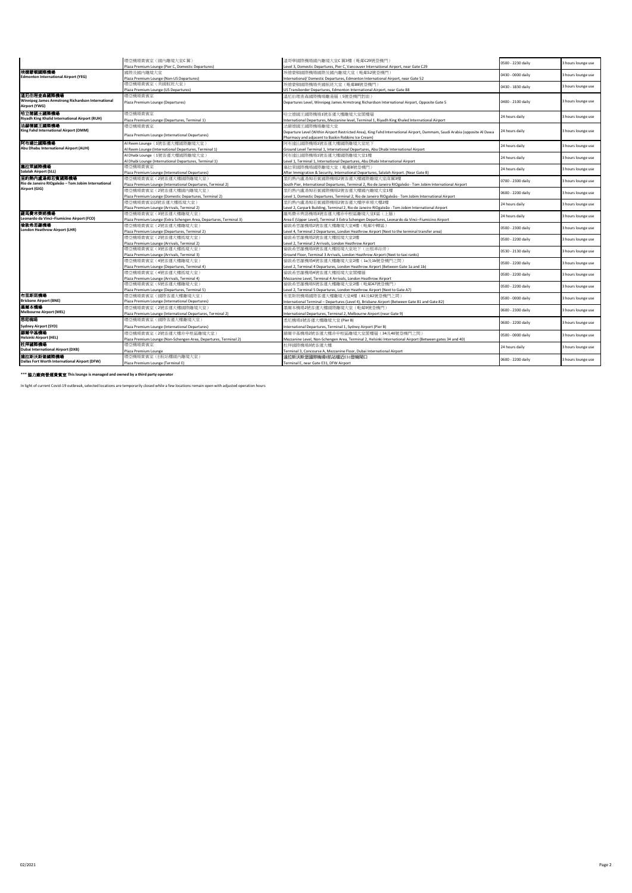| | | | | |
|---|---|---|---|---|
| | 環亞機場貴賓室（國內離境大堂C翼）<br>Plaza Premium Lounge (Pier C, Domestic Departures) | 溫哥華國際機場國內離境大堂C翼3樓（毗鄰C29號登機門）<br>Level 3, Domestic Departures, Pier C, Vancouver International Airport, near Gate C29 | 0500 - 2230 daily | 3 hours lounge use |
| **埃德蒙頓國際機場**<br>**Edmonton International Airport (YEG)** | 國際及國內離境大堂<br>Plaza Premium Lounge (Non-US Departures) | 埃德蒙頓國際機場國際及國內離境大堂（毗鄰52號登機門）<br>International/ Domestic Departures, Edmonton International Airport, near Gate 52 | 0430 - 0000 daily | 3 hours lounge use |
| | 環亞機場貴賓室（美國航班大堂）<br>Plaza Premium Lounge (US Departures) | 埃德蒙頓國際機場美國航班大堂（毗鄰88號登機門）<br>US Transborder Departures, Edmonton International Airport, near Gate 88 | 0430 - 1830 daily | 3 hours lounge use |
| **溫尼伯理查森國際機場**<br>**Winnipeg James Armstrong Richardson International Airport (YWG)** | 環亞機場貴賓室<br>Plaza Premium Lounge (Departures) | 溫尼伯理查森國際機場離港層（5號登機門對面）<br>Departures Level, Winnipeg James Armstrong Richardson International Airport, Opposite Gate 5 | 0400 - 2100 daily | 3 hours lounge use |
| **哈立德國王國際機場**<br>**Riyadh King Khalid International Airport (RUH)** | 環亞機場貴賓室<br>Plaza Premium Lounge (Departures, Terminal 1) | 哈立德國王國際機場1號客運大樓離境大堂閣樓層<br>International Departures, Mezzanine level, Terminal 1, Riyadh King Khaled International Airport | 24 hours daily | 3 hours lounge use |
| **法赫德國王國際機場**<br>**King Fahd International Airport (DMM)** | 環亞機場貴賓室<br>Plaza Premium Lounge (International Departures) | 法赫德國王國際機場離境大堂<br>Departure Level (Within Airport Restricted Area), King Fahd International Airport, Dammam, Saudi Arabia (opposite Al Dawa Pharmacy and adjacent to Baskin Robbins Ice Cream) | 24 hours daily | 3 hours lounge use |
| **阿布達比國際機場**<br>**Abu Dhabu International Airport (AUH)** | Al Reem Lounge（1號客運大樓國際離境大堂）<br>Al Reem Lounge (International Departures, Terminal 1) | 阿布達比國際機場1號客運大樓國際離境大堂地下<br>Ground Level Terminal 1, International Departures, Abu Dhabi International Airport | 24 hours daily | 3 hours lounge use |
| | Al Dhabi Lounge（1號客運大樓國際離境大堂）<br>Al Dhabi Lounge (International Departures, Terminal 1) | 阿布達比國際機場1號客運大樓國際離境大堂1樓<br>Level 1, Terminal 1, International Departures, Abu Dhabi International Airport | 24 hours daily | 3 hours lounge use |
| **塞拉萊國際機場**<br>**Salalah Airport (SLL)** | 環亞機場貴賓室<br>Plaza Premium Lounge (International Departures) | 塞拉萊國際機場國際離境大堂（毗鄰B號登機門）<br>After Immigration & Security, International Departures, Salalah Airport. (Near Gate B) | 24 hours daily | 3 hours lounge use |
| **里約熱內盧湯姆若賓國際機場**<br>**Rio de Janeiro RIOgaleão – Tom Jobim International Airport (GIG)** | 環亞機場貴賓室（2號客運大樓國際離境大堂）<br>Plaza Premium Lounge (International Departures, Terminal 2) | 里約熱內盧湯姆若賓國際機場2號客運大樓國際離境大堂南翼3樓<br>South Pier, International Departures, Terminal 2, Rio de Janeiro RIOgaleão - Tom Jobim International Airport | 0700 - 2300 daily | 3 hours lounge use |
| | 環亞機場貴賓室（2號客運大樓國內離境大堂）<br>Plaza Premium Lounge (Domestic Departures, Terminal 2) | 里約熱內盧湯姆若賓國際機場2號客運大樓國內離境大堂1樓<br>Level 1, Domestic Departures, Terminal 2, Rio de Janeiro RIOgaleão - Tom Jobim International Airport | 0600 - 2200 daily | 3 hours lounge use |
| | 環亞機場貴賓室(2號客運大樓抵境大堂）<br>Plaza Premium Lounge (Arrivals, Terminal 2) | 里約熱內盧湯姆若賓國際機場2號客運大樓停車場大樓2樓<br>Level 2, Carpark Building, Terminal 2, Rio de Janeiro RIOgaleão - Tom Jobim International Airport | 24 hours daily | 3 hours lounge use |
| **羅馬費米奇諾機場**<br>**Leonardo da Vinci–Fiumicino Airport (FCO)** | 環亞機場貴賓室（3號客運大樓離境大堂）<br>Plaza Premium Lounge (Extra Schengen Area, Departures, Terminal 3) | 羅馬費米奇諾機場3號客運大樓非申根區離境大堂E區（上層）<br>Area E (Upper Level), Terminal 3 Extra Schengen Departures, Leonardo da Vinci–Fiumicino Airport | 24 hours daily | 3 hours lounge use |
| **倫敦希思路機場**<br>**London Heathrow Airport (LHR)** | 環亞機場貴賓室（2號客運大樓離境大堂）<br>Plaza Premium Lounge (Departures, Terminal 2) | 倫敦希思路機場2號客運大樓離境大堂4樓（毗鄰中轉區）<br>Level 4, Terminal 2 Departures, London Heathrow Airport (Next to the terminal transfer area) | 0500 - 2300 daily | 3 hours lounge use |
| | 環亞機場貴賓室（2號客運大樓抵境大堂）<br>Plaza Premium Lounge (Arrivals, Terminal 2) | 倫敦希思路機場2號客運大樓抵境大堂2樓<br>Level 2, Terminal 2 Arrivals, London Heathrow Airport | 0500 - 2200 daily | 3 hours lounge use |
| | 環亞機場貴賓室（3號客運大樓抵境大堂）<br>Plaza Premium Lounge (Arrivals, Terminal 3) | 倫敦希思路機場3號客運大樓抵境大堂地下（出租車站旁）<br>Ground Floor, Terminal 3 Arrivals, London Heathrow Airport (Next to taxi ranks) | 0530 - 2130 daily | 3 hours lounge use |
| | 環亞機場貴賓室（4號客運大樓離境大堂）<br>Plaza Premium Lounge (Departures, Terminal 4) | 倫敦希思路機場4號客運大樓離境大堂2樓（1a及1b號登機門之間）<br>Level 2, Terminal 4 Departures, London Heathrow Airport (Between Gate 1a and 1b) | 0500 - 2200 daily | 3 hours lounge use |
| | 環亞機場貴賓室（4號客運大樓抵境大堂）<br>Plaza Premium Lounge (Arrivals, Terminal 4) | 倫敦希思路機場4號客運大樓抵境大堂閣樓層<br>Mezzanine Level, Terminal 4 Arrivals, London Heathrow Airport | 0500 - 2200 daily | 3 hours lounge use |
| | 環亞機場貴賓室（5號客運大樓離境大堂）<br>Plaza Premium Lounge (Departures, Terminal 5) | 倫敦希思路機場5號客運大樓離境大堂2樓（毗鄰A7號登機門）<br>Level 2, Terminal 5 Departures, London Heathrow Airport (Next to Gate A7) | 0500 - 2200 daily | 3 hours lounge use |
| **布里斯班機場**<br>**Brisbane Airport (BNE)** | 環亞機場貴賓室（國際客運大樓離境大堂）<br>Plaza Premium Lounge (International Departures) | 布里斯班機場國際客運大樓離境大堂4樓（81及82號登機門之間）<br>International Terminal – Departures (Level 4), Brisbane Airport (Between Gate 81 and Gate 82) | 0500 - 0000 daily | 3 hours lounge use |
| **墨爾本機場**<br>**Melbourne Airport (MEL)** | 環亞機場貴賓室（2號客運大樓國際離境大堂）<br>Plaza Premium Lounge (International Departures, Terminal 2) | 墨爾本機場2號客運大樓國際離境大堂（毗鄰9號登機門）<br>International Departures, Terminal 2, Melbourne Airport (near Gate 9) | 0600 - 2300 daily | 3 hours lounge use |
| **悉尼機場**<br>**Sydney Airport (SYD)** | 環亞機場貴賓室（國際客運大樓離境大堂）<br>Plaza Premium Lounge (International Departures) | 悉尼機場1號客運大樓離境大堂 (Pier B)<br>International Departures, Terminal 1, Sydney Airport (Pier B) | 0600 - 2200 daily | 3 hours lounge use |
| **赫爾辛基機場**<br>**Helsinki Airport (HEL)** | 環亞機場貴賓室（2號客運大樓非申根區離境大堂）<br>Plaza Premium Lounge (Non-Schengen Area, Departures, Terminal 2) | 赫爾辛基機場2號客運大樓非申根區離境大堂閣樓層（34及40號登機門之間）<br>Mezzanine Level, Non-Schengen Area, Terminal 2, Helsinki International Airport (Between gates 34 and 40) | 0500 - 0000 daily | 3 hours lounge use |
| **杜拜國際機場**<br>**Dubai International Airport (DXB)** | 環亞機場貴賓室<br>Plaza Premium Lounge | 杜拜國際機場3號客運大樓<br>Terminal 3, Concourse A, Mezzanine Floor, Dubai International Airport | 24 hours daily | 3 hours lounge use |
| **達拉斯沃斯堡國際機場**<br>**Dallas Fort Worth International Airport (DFW)** | 環亞機場貴賓室（E航站樓國內離境大堂）<br>Plaza Premium Lounge (Terminal E) | 達拉斯沃斯堡國際機場E航站樓近E31登機閘口<br>Terminal E, near Gate E31, DFW Airport | 0600 - 2200 daily | 3 hours lounge use |

**\*\*\* 協力廠商營運貴賓室 This lounge is managed and owned by a third party operator**

In light of current Covid-19 outbreak, selected locations are temporarily closed while a few locations remain open with adjusted operation hours

02/2021